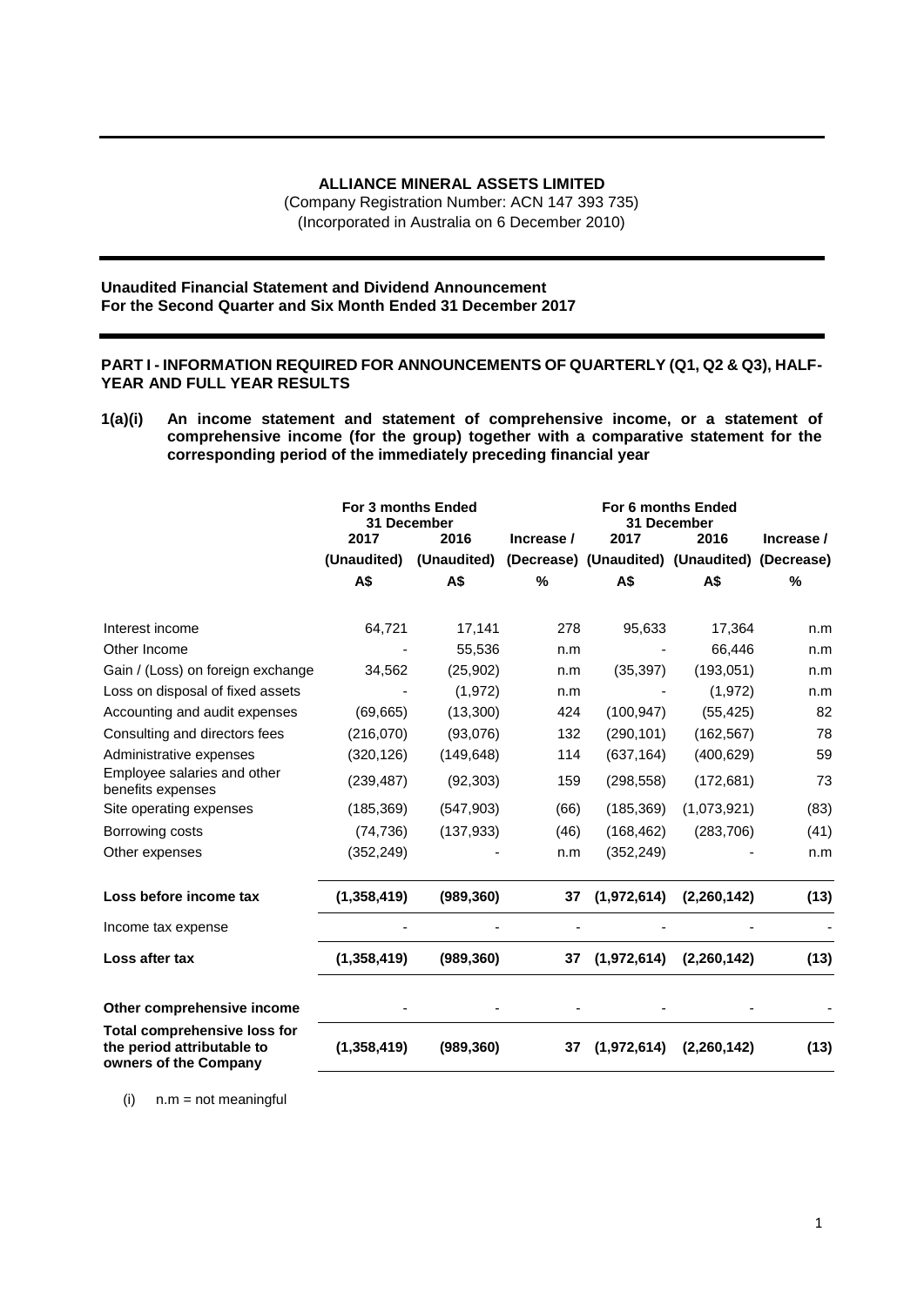**ALLIANCE MINERAL ASSETS LIMITED**

(Company Registration Number: ACN 147 393 735)

(Incorporated in Australia on 6 December 2010)

**Unaudited Financial Statement and Dividend Announcement**
**For the Second Quarter and Six Month Ended 31 December 2017**

**PART I - INFORMATION REQUIRED FOR ANNOUNCEMENTS OF QUARTERLY (Q1, Q2 & Q3), HALF-YEAR AND FULL YEAR RESULTS**

**1(a)(i) An income statement and statement of comprehensive income, or a statement of comprehensive income (for the group) together with a comparative statement for the corresponding period of the immediately preceding financial year**

| | For 3 months Ended 31 December | | | For 6 months Ended 31 December | | |
|---|---|---|---|---|---|---|
| | 2017 | 2016 | Increase / | 2017 | 2016 | Increase / |
| | (Unaudited) | (Unaudited) | (Decrease) | (Unaudited) | (Unaudited) | (Decrease) |
| | A$ | A$ | % | A$ | A$ | % |
| Interest income | 64,721 | 17,141 | 278 | 95,633 | 17,364 | n.m |
| Other Income | - | 55,536 | n.m | - | 66,446 | n.m |
| Gain / (Loss) on foreign exchange | 34,562 | (25,902) | n.m | (35,397) | (193,051) | n.m |
| Loss on disposal of fixed assets | - | (1,972) | n.m | - | (1,972) | n.m |
| Accounting and audit expenses | (69,665) | (13,300) | 424 | (100,947) | (55,425) | 82 |
| Consulting and directors fees | (216,070) | (93,076) | 132 | (290,101) | (162,567) | 78 |
| Administrative expenses | (320,126) | (149,648) | 114 | (637,164) | (400,629) | 59 |
| Employee salaries and other benefits expenses | (239,487) | (92,303) | 159 | (298,558) | (172,681) | 73 |
| Site operating expenses | (185,369) | (547,903) | (66) | (185,369) | (1,073,921) | (83) |
| Borrowing costs | (74,736) | (137,933) | (46) | (168,462) | (283,706) | (41) |
| Other expenses | (352,249) | - | n.m | (352,249) | - | n.m |
| **Loss before income tax** | **(1,358,419)** | **(989,360)** | **37** | **(1,972,614)** | **(2,260,142)** | **(13)** |
| Income tax expense | - | - | - | - | - | - |
| **Loss after tax** | **(1,358,419)** | **(989,360)** | **37** | **(1,972,614)** | **(2,260,142)** | **(13)** |
| **Other comprehensive income** | - | - | - | - | - | - |
| **Total comprehensive loss for the period attributable to owners of the Company** | **(1,358,419)** | **(989,360)** | **37** | **(1,972,614)** | **(2,260,142)** | **(13)** |

(i) n.m = not meaningful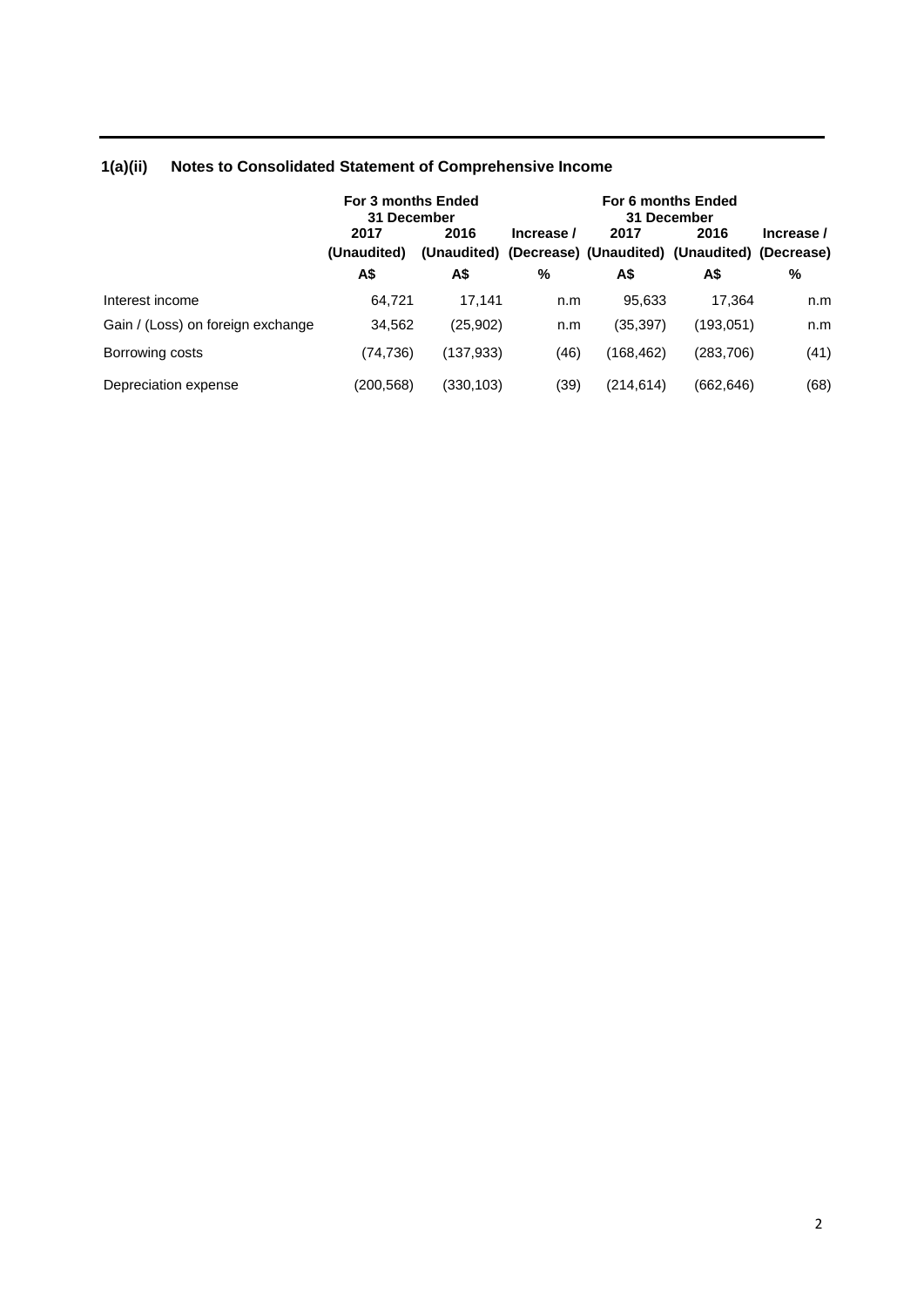## 1(a)(ii) Notes to Consolidated Statement of Comprehensive Income

| | For 3 months Ended 31 December | | | For 6 months Ended 31 December | | |
|---|---|---|---|---|---|---|
| | 2017 (Unaudited) | 2016 (Unaudited) | Increase / (Decrease) | 2017 (Unaudited) | 2016 (Unaudited) | Increase / (Decrease) |
| | A$ | A$ | % | A$ | A$ | % |
| Interest income | 64,721 | 17,141 | n.m | 95,633 | 17,364 | n.m |
| Gain / (Loss) on foreign exchange | 34,562 | (25,902) | n.m | (35,397) | (193,051) | n.m |
| Borrowing costs | (74,736) | (137,933) | (46) | (168,462) | (283,706) | (41) |
| Depreciation expense | (200,568) | (330,103) | (39) | (214,614) | (662,646) | (68) |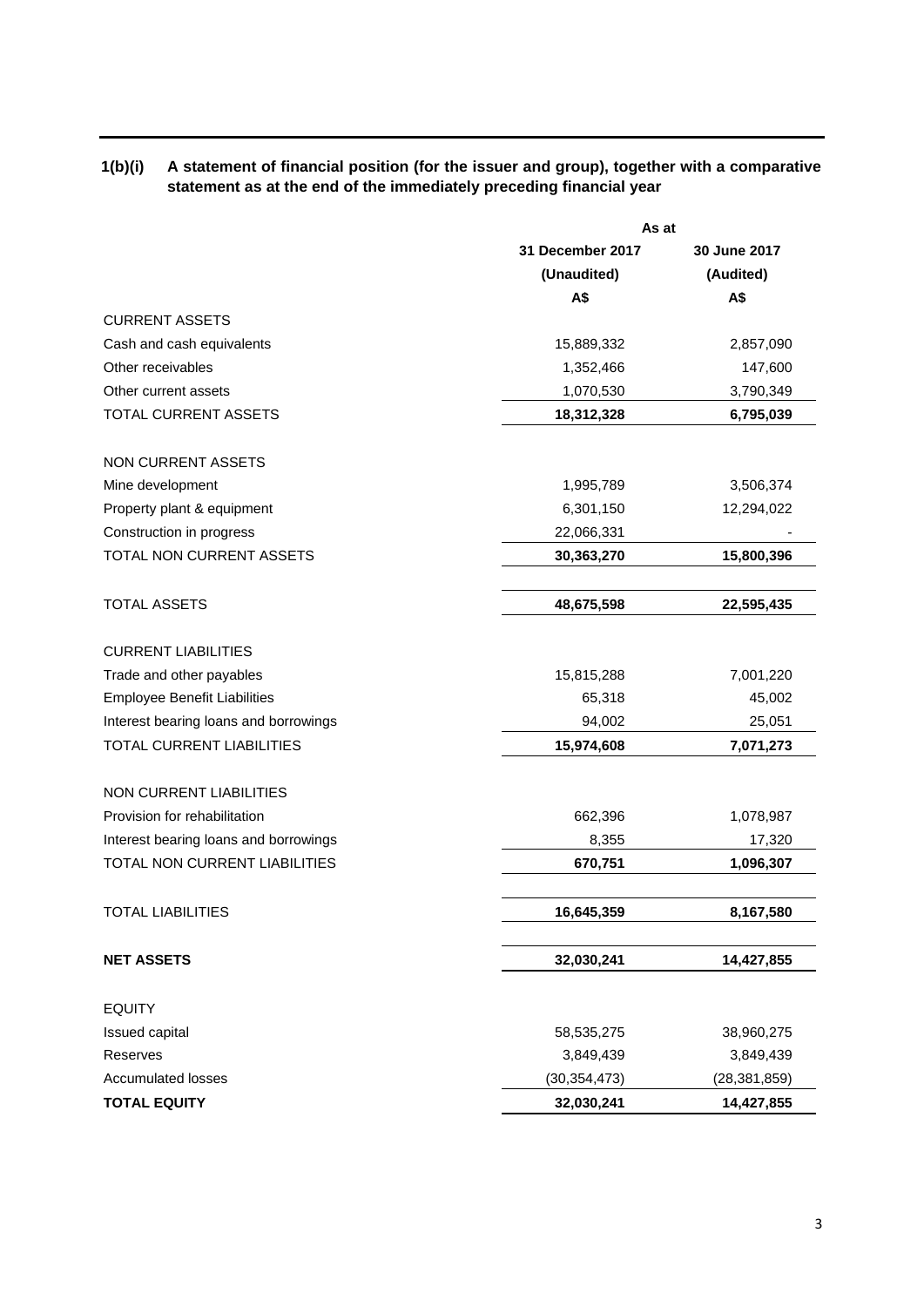## 1(b)(i) A statement of financial position (for the issuer and group), together with a comparative statement as at the end of the immediately preceding financial year

| | As at | |
|---|---|---|
| | 31 December 2017 | 30 June 2017 |
| | (Unaudited) | (Audited) |
| | A$ | A$ |
| CURRENT ASSETS | | |
| Cash and cash equivalents | 15,889,332 | 2,857,090 |
| Other receivables | 1,352,466 | 147,600 |
| Other current assets | 1,070,530 | 3,790,349 |
| TOTAL CURRENT ASSETS | **18,312,328** | **6,795,039** |
| | | |
| NON CURRENT ASSETS | | |
| Mine development | 1,995,789 | 3,506,374 |
| Property plant & equipment | 6,301,150 | 12,294,022 |
| Construction in progress | 22,066,331 | - |
| TOTAL NON CURRENT ASSETS | **30,363,270** | **15,800,396** |
| | | |
| TOTAL ASSETS | **48,675,598** | **22,595,435** |
| | | |
| CURRENT LIABILITIES | | |
| Trade and other payables | 15,815,288 | 7,001,220 |
| Employee Benefit Liabilities | 65,318 | 45,002 |
| Interest bearing loans and borrowings | 94,002 | 25,051 |
| TOTAL CURRENT LIABILITIES | **15,974,608** | **7,071,273** |
| | | |
| NON CURRENT LIABILITIES | | |
| Provision for rehabilitation | 662,396 | 1,078,987 |
| Interest bearing loans and borrowings | 8,355 | 17,320 |
| TOTAL NON CURRENT LIABILITIES | **670,751** | **1,096,307** |
| | | |
| TOTAL LIABILITIES | **16,645,359** | **8,167,580** |
| | | |
| **NET ASSETS** | **32,030,241** | **14,427,855** |
| | | |
| EQUITY | | |
| Issued capital | 58,535,275 | 38,960,275 |
| Reserves | 3,849,439 | 3,849,439 |
| Accumulated losses | (30,354,473) | (28,381,859) |
| **TOTAL EQUITY** | **32,030,241** | **14,427,855** |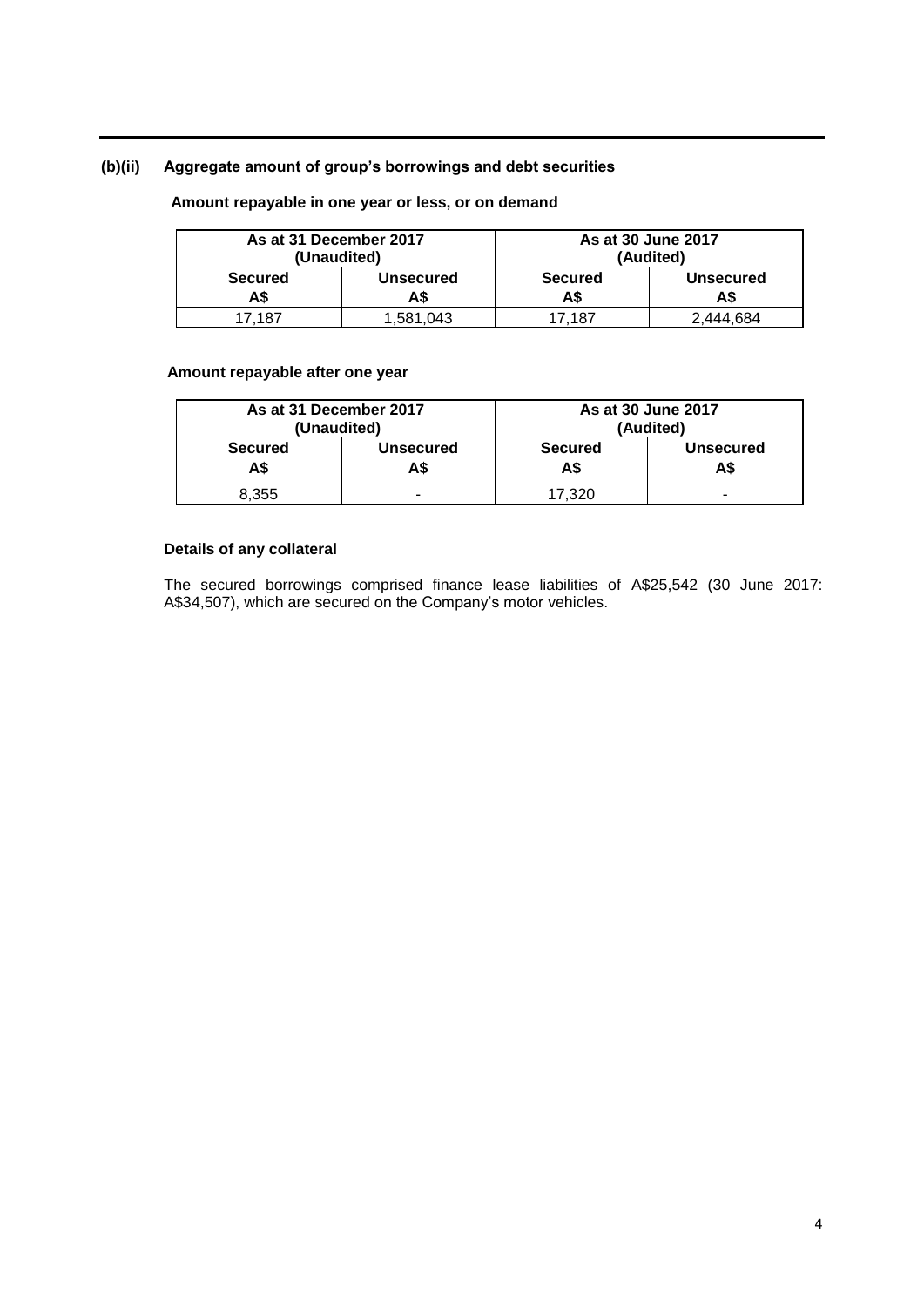### (b)(ii) Aggregate amount of group's borrowings and debt securities

**Amount repayable in one year or less, or on demand**

| As at 31 December 2017 (Unaudited) | | As at 30 June 2017 (Audited) | |
|---|---|---|---|
| **Secured A$** | **Unsecured A$** | **Secured A$** | **Unsecured A$** |
| 17,187 | 1,581,043 | 17,187 | 2,444,684 |

**Amount repayable after one year**

| As at 31 December 2017 (Unaudited) | | As at 30 June 2017 (Audited) | |
|---|---|---|---|
| **Secured A$** | **Unsecured A$** | **Secured A$** | **Unsecured A$** |
| 8,355 | - | 17,320 | - |

**Details of any collateral**

The secured borrowings comprised finance lease liabilities of A$25,542 (30 June 2017: A$34,507), which are secured on the Company's motor vehicles.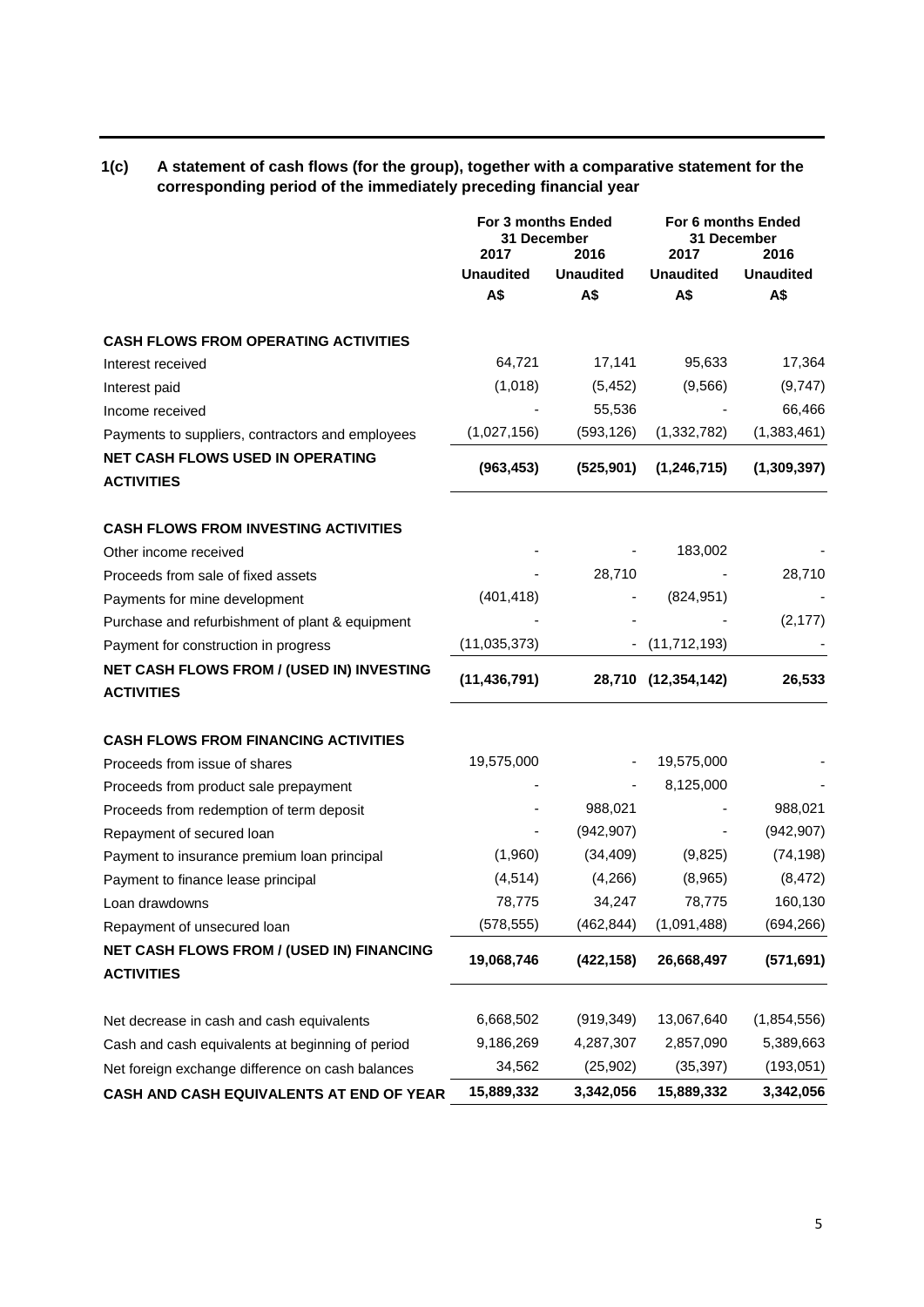## 1(c) A statement of cash flows (for the group), together with a comparative statement for the corresponding period of the immediately preceding financial year

| | For 3 months Ended 31 December | | For 6 months Ended 31 December | |
|---|---|---|---|---|
| | 2017 | 2016 | 2017 | 2016 |
| | Unaudited | Unaudited | Unaudited | Unaudited |
| | A$ | A$ | A$ | A$ |
| **CASH FLOWS FROM OPERATING ACTIVITIES** | | | | |
| Interest received | 64,721 | 17,141 | 95,633 | 17,364 |
| Interest paid | (1,018) | (5,452) | (9,566) | (9,747) |
| Income received | - | 55,536 | - | 66,466 |
| Payments to suppliers, contractors and employees | (1,027,156) | (593,126) | (1,332,782) | (1,383,461) |
| **NET CASH FLOWS USED IN OPERATING ACTIVITIES** | **(963,453)** | **(525,901)** | **(1,246,715)** | **(1,309,397)** |
| **CASH FLOWS FROM INVESTING ACTIVITIES** | | | | |
| Other income received | - | - | 183,002 | - |
| Proceeds from sale of fixed assets | - | 28,710 | - | 28,710 |
| Payments for mine development | (401,418) | - | (824,951) | - |
| Purchase and refurbishment of plant & equipment | - | - | - | (2,177) |
| Payment for construction in progress | (11,035,373) | - | (11,712,193) | - |
| **NET CASH FLOWS FROM / (USED IN) INVESTING ACTIVITIES** | **(11,436,791)** | **28,710** | **(12,354,142)** | **26,533** |
| **CASH FLOWS FROM FINANCING ACTIVITIES** | | | | |
| Proceeds from issue of shares | 19,575,000 | - | 19,575,000 | - |
| Proceeds from product sale prepayment | - | - | 8,125,000 | - |
| Proceeds from redemption of term deposit | - | 988,021 | - | 988,021 |
| Repayment of secured loan | - | (942,907) | - | (942,907) |
| Payment to insurance premium loan principal | (1,960) | (34,409) | (9,825) | (74,198) |
| Payment to finance lease principal | (4,514) | (4,266) | (8,965) | (8,472) |
| Loan drawdowns | 78,775 | 34,247 | 78,775 | 160,130 |
| Repayment of unsecured loan | (578,555) | (462,844) | (1,091,488) | (694,266) |
| **NET CASH FLOWS FROM / (USED IN) FINANCING ACTIVITIES** | **19,068,746** | **(422,158)** | **26,668,497** | **(571,691)** |
| Net decrease in cash and cash equivalents | 6,668,502 | (919,349) | 13,067,640 | (1,854,556) |
| Cash and cash equivalents at beginning of period | 9,186,269 | 4,287,307 | 2,857,090 | 5,389,663 |
| Net foreign exchange difference on cash balances | 34,562 | (25,902) | (35,397) | (193,051) |
| **CASH AND CASH EQUIVALENTS AT END OF YEAR** | **15,889,332** | **3,342,056** | **15,889,332** | **3,342,056** |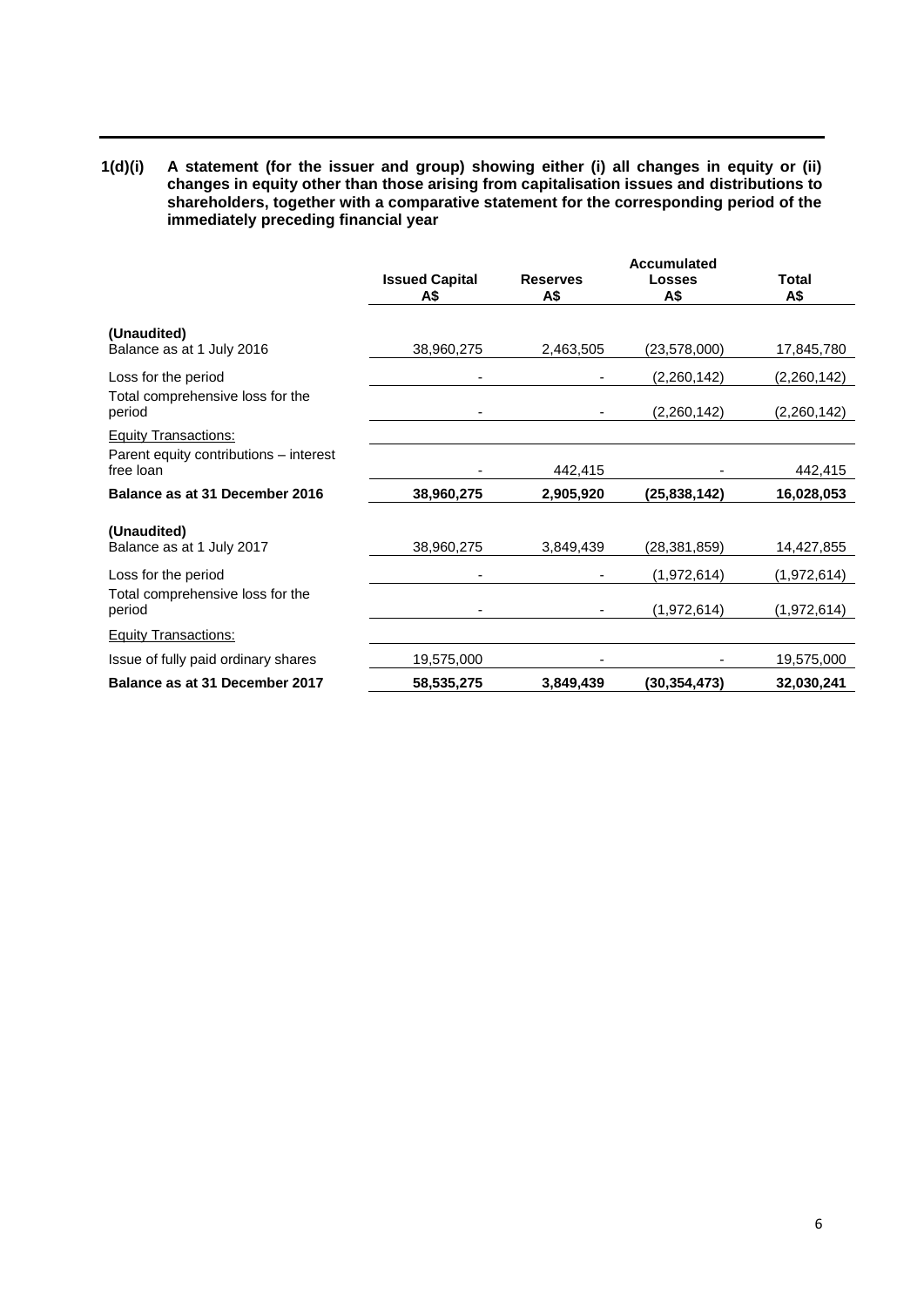**1(d)(i) A statement (for the issuer and group) showing either (i) all changes in equity or (ii) changes in equity other than those arising from capitalisation issues and distributions to shareholders, together with a comparative statement for the corresponding period of the immediately preceding financial year**

| | Issued Capital A$ | Reserves A$ | Accumulated Losses A$ | Total A$ |
|---|---|---|---|---|
| **(Unaudited)** | | | | |
| Balance as at 1 July 2016 | 38,960,275 | 2,463,505 | (23,578,000) | 17,845,780 |
| Loss for the period | - | - | (2,260,142) | (2,260,142) |
| Total comprehensive loss for the period | - | - | (2,260,142) | (2,260,142) |
| Equity Transactions: | | | | |
| Parent equity contributions – interest free loan | - | 442,415 | - | 442,415 |
| **Balance as at 31 December 2016** | **38,960,275** | **2,905,920** | **(25,838,142)** | **16,028,053** |
| **(Unaudited)** | | | | |
| Balance as at 1 July 2017 | 38,960,275 | 3,849,439 | (28,381,859) | 14,427,855 |
| Loss for the period | - | - | (1,972,614) | (1,972,614) |
| Total comprehensive loss for the period | - | - | (1,972,614) | (1,972,614) |
| Equity Transactions: | | | | |
| Issue of fully paid ordinary shares | 19,575,000 | - | - | 19,575,000 |
| **Balance as at 31 December 2017** | **58,535,275** | **3,849,439** | **(30,354,473)** | **32,030,241** |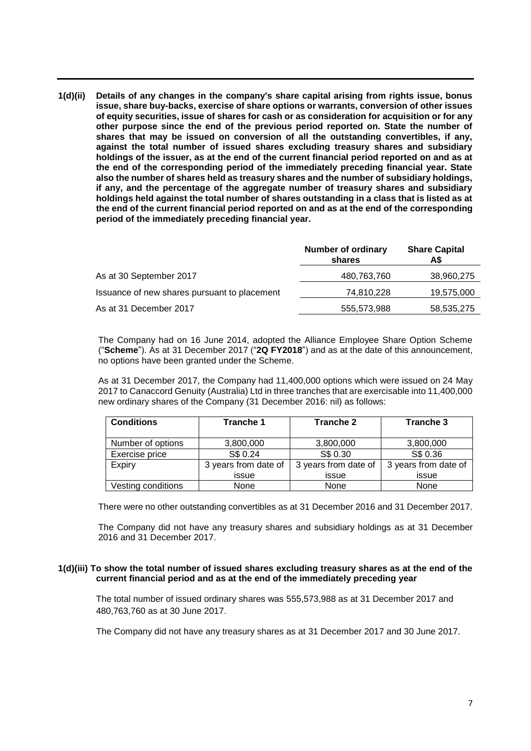**1(d)(ii) Details of any changes in the company's share capital arising from rights issue, bonus issue, share buy-backs, exercise of share options or warrants, conversion of other issues of equity securities, issue of shares for cash or as consideration for acquisition or for any other purpose since the end of the previous period reported on. State the number of shares that may be issued on conversion of all the outstanding convertibles, if any, against the total number of issued shares excluding treasury shares and subsidiary holdings of the issuer, as at the end of the current financial period reported on and as at the end of the corresponding period of the immediately preceding financial year. State also the number of shares held as treasury shares and the number of subsidiary holdings, if any, and the percentage of the aggregate number of treasury shares and subsidiary holdings held against the total number of shares outstanding in a class that is listed as at the end of the current financial period reported on and as at the end of the corresponding period of the immediately preceding financial year.**

| | Number of ordinary shares | Share Capital A$ |
|---|---|---|
| As at 30 September 2017 | 480,763,760 | 38,960,275 |
| Issuance of new shares pursuant to placement | 74,810,228 | 19,575,000 |
| As at 31 December 2017 | 555,573,988 | 58,535,275 |

The Company had on 16 June 2014, adopted the Alliance Employee Share Option Scheme ("**Scheme**"). As at 31 December 2017 ("**2Q FY2018**") and as at the date of this announcement, no options have been granted under the Scheme.

As at 31 December 2017, the Company had 11,400,000 options which were issued on 24 May 2017 to Canaccord Genuity (Australia) Ltd in three tranches that are exercisable into 11,400,000 new ordinary shares of the Company (31 December 2016: nil) as follows:

| Conditions | Tranche 1 | Tranche 2 | Tranche 3 |
|---|---|---|---|
| Number of options | 3,800,000 | 3,800,000 | 3,800,000 |
| Exercise price | S$ 0.24 | S$ 0.30 | S$ 0.36 |
| Expiry | 3 years from date of issue | 3 years from date of issue | 3 years from date of issue |
| Vesting conditions | None | None | None |

There were no other outstanding convertibles as at 31 December 2016 and 31 December 2017.

The Company did not have any treasury shares and subsidiary holdings as at 31 December 2016 and 31 December 2017.

**1(d)(iii) To show the total number of issued shares excluding treasury shares as at the end of the current financial period and as at the end of the immediately preceding year**

The total number of issued ordinary shares was 555,573,988 as at 31 December 2017 and 480,763,760 as at 30 June 2017.

The Company did not have any treasury shares as at 31 December 2017 and 30 June 2017.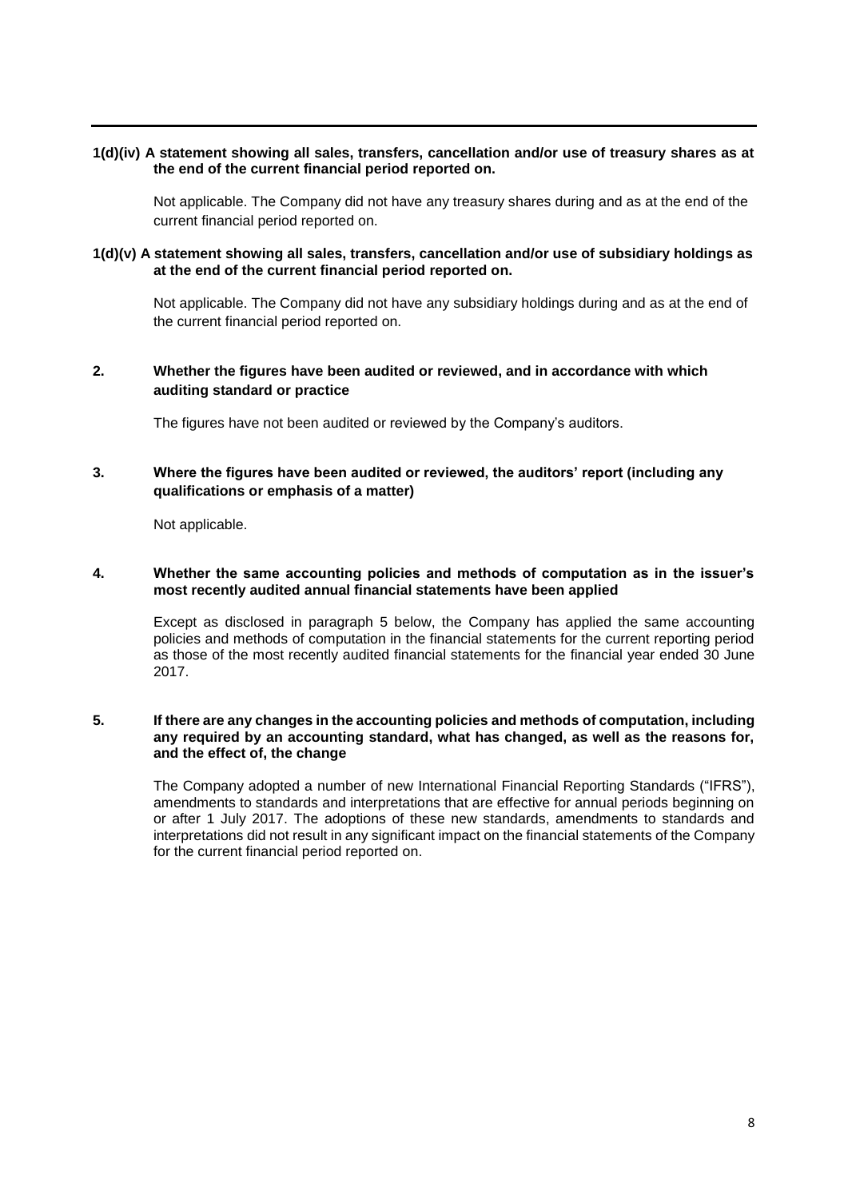**1(d)(iv) A statement showing all sales, transfers, cancellation and/or use of treasury shares as at the end of the current financial period reported on.**

Not applicable. The Company did not have any treasury shares during and as at the end of the current financial period reported on.

**1(d)(v) A statement showing all sales, transfers, cancellation and/or use of subsidiary holdings as at the end of the current financial period reported on.**

Not applicable. The Company did not have any subsidiary holdings during and as at the end of the current financial period reported on.

**2. Whether the figures have been audited or reviewed, and in accordance with which auditing standard or practice**

The figures have not been audited or reviewed by the Company's auditors.

**3. Where the figures have been audited or reviewed, the auditors' report (including any qualifications or emphasis of a matter)**

Not applicable.

**4. Whether the same accounting policies and methods of computation as in the issuer's most recently audited annual financial statements have been applied**

Except as disclosed in paragraph 5 below, the Company has applied the same accounting policies and methods of computation in the financial statements for the current reporting period as those of the most recently audited financial statements for the financial year ended 30 June 2017.

**5. If there are any changes in the accounting policies and methods of computation, including any required by an accounting standard, what has changed, as well as the reasons for, and the effect of, the change**

The Company adopted a number of new International Financial Reporting Standards ("IFRS"), amendments to standards and interpretations that are effective for annual periods beginning on or after 1 July 2017. The adoptions of these new standards, amendments to standards and interpretations did not result in any significant impact on the financial statements of the Company for the current financial period reported on.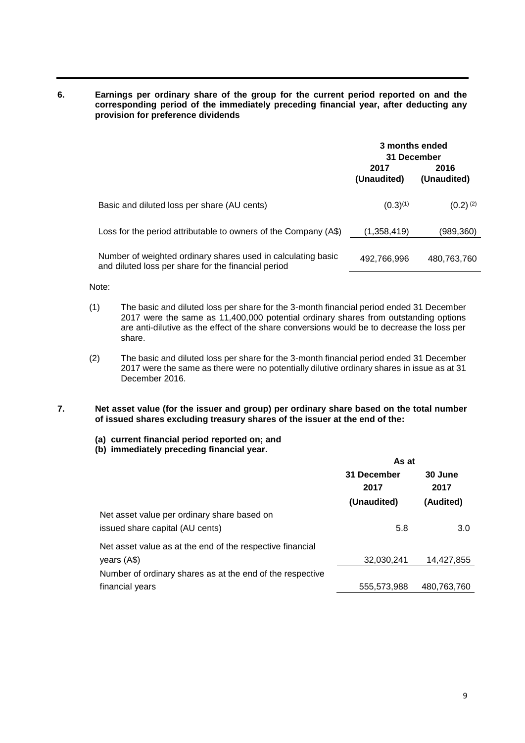**6. Earnings per ordinary share of the group for the current period reported on and the corresponding period of the immediately preceding financial year, after deducting any provision for preference dividends**

| | 3 months ended 31 December | |
|---|---|---|
| | 2017 (Unaudited) | 2016 (Unaudited) |
| Basic and diluted loss per share (AU cents) | (0.3)[(1)] | (0.2)[(2)] |
| Loss for the period attributable to owners of the Company (A$) | (1,358,419) | (989,360) |
| Number of weighted ordinary shares used in calculating basic and diluted loss per share for the financial period | 492,766,996 | 480,763,760 |

Note:

(1) The basic and diluted loss per share for the 3-month financial period ended 31 December 2017 were the same as 11,400,000 potential ordinary shares from outstanding options are anti-dilutive as the effect of the share conversions would be to decrease the loss per share.

(2) The basic and diluted loss per share for the 3-month financial period ended 31 December 2017 were the same as there were no potentially dilutive ordinary shares in issue as at 31 December 2016.

**7. Net asset value (for the issuer and group) per ordinary share based on the total number of issued shares excluding treasury shares of the issuer at the end of the:**

**(a) current financial period reported on; and**
**(b) immediately preceding financial year.**

| | As at | |
|---|---|---|
| | 31 December 2017 (Unaudited) | 30 June 2017 (Audited) |
| Net asset value per ordinary share based on issued share capital (AU cents) | 5.8 | 3.0 |
| Net asset value as at the end of the respective financial years (A$) | 32,030,241 | 14,427,855 |
| Number of ordinary shares as at the end of the respective financial years | 555,573,988 | 480,763,760 |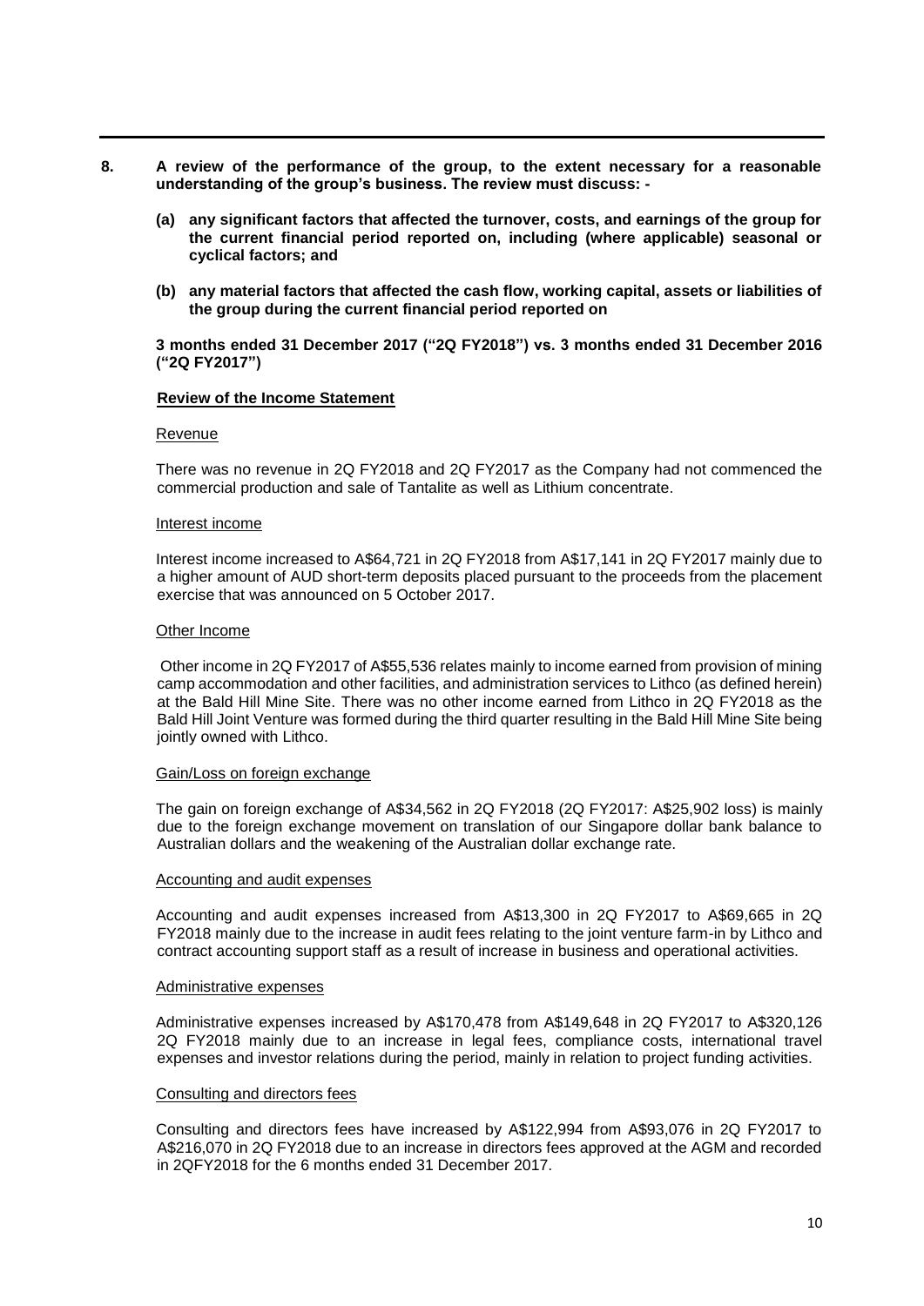**8. A review of the performance of the group, to the extent necessary for a reasonable understanding of the group's business. The review must discuss: -**

**(a) any significant factors that affected the turnover, costs, and earnings of the group for the current financial period reported on, including (where applicable) seasonal or cyclical factors; and**

**(b) any material factors that affected the cash flow, working capital, assets or liabilities of the group during the current financial period reported on**

**3 months ended 31 December 2017 ("2Q FY2018") vs. 3 months ended 31 December 2016 ("2Q FY2017")**

**Review of the Income Statement**

Revenue

There was no revenue in 2Q FY2018 and 2Q FY2017 as the Company had not commenced the commercial production and sale of Tantalite as well as Lithium concentrate.

Interest income

Interest income increased to A$64,721 in 2Q FY2018 from A$17,141 in 2Q FY2017 mainly due to a higher amount of AUD short-term deposits placed pursuant to the proceeds from the placement exercise that was announced on 5 October 2017.

Other Income

Other income in 2Q FY2017 of A$55,536 relates mainly to income earned from provision of mining camp accommodation and other facilities, and administration services to Lithco (as defined herein) at the Bald Hill Mine Site. There was no other income earned from Lithco in 2Q FY2018 as the Bald Hill Joint Venture was formed during the third quarter resulting in the Bald Hill Mine Site being jointly owned with Lithco.

Gain/Loss on foreign exchange

The gain on foreign exchange of A$34,562 in 2Q FY2018 (2Q FY2017: A$25,902 loss) is mainly due to the foreign exchange movement on translation of our Singapore dollar bank balance to Australian dollars and the weakening of the Australian dollar exchange rate.

Accounting and audit expenses

Accounting and audit expenses increased from A$13,300 in 2Q FY2017 to A$69,665 in 2Q FY2018 mainly due to the increase in audit fees relating to the joint venture farm-in by Lithco and contract accounting support staff as a result of increase in business and operational activities.

Administrative expenses

Administrative expenses increased by A$170,478 from A$149,648 in 2Q FY2017 to A$320,126 2Q FY2018 mainly due to an increase in legal fees, compliance costs, international travel expenses and investor relations during the period, mainly in relation to project funding activities.

Consulting and directors fees

Consulting and directors fees have increased by A$122,994 from A$93,076 in 2Q FY2017 to A$216,070 in 2Q FY2018 due to an increase in directors fees approved at the AGM and recorded in 2QFY2018 for the 6 months ended 31 December 2017.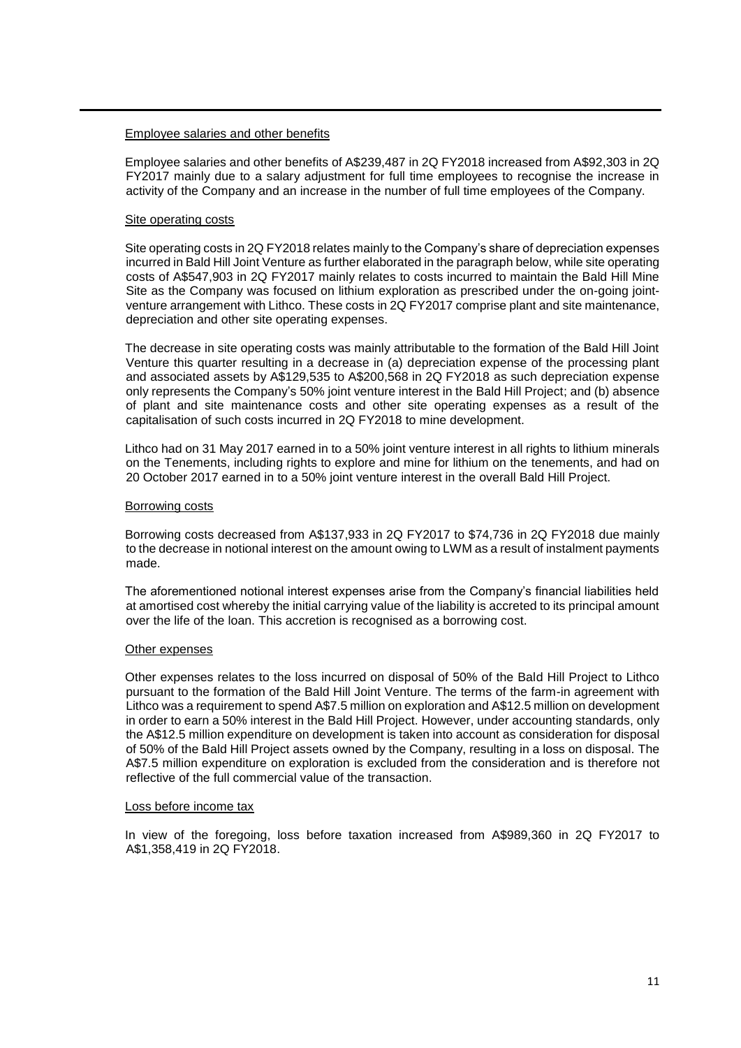<u>Employee salaries and other benefits</u>

Employee salaries and other benefits of A$239,487 in 2Q FY2018 increased from A$92,303 in 2Q FY2017 mainly due to a salary adjustment for full time employees to recognise the increase in activity of the Company and an increase in the number of full time employees of the Company.

<u>Site operating costs</u>

Site operating costs in 2Q FY2018 relates mainly to the Company's share of depreciation expenses incurred in Bald Hill Joint Venture as further elaborated in the paragraph below, while site operating costs of A$547,903 in 2Q FY2017 mainly relates to costs incurred to maintain the Bald Hill Mine Site as the Company was focused on lithium exploration as prescribed under the on-going joint-venture arrangement with Lithco. These costs in 2Q FY2017 comprise plant and site maintenance, depreciation and other site operating expenses.

The decrease in site operating costs was mainly attributable to the formation of the Bald Hill Joint Venture this quarter resulting in a decrease in (a) depreciation expense of the processing plant and associated assets by A$129,535 to A$200,568 in 2Q FY2018 as such depreciation expense only represents the Company's 50% joint venture interest in the Bald Hill Project; and (b) absence of plant and site maintenance costs and other site operating expenses as a result of the capitalisation of such costs incurred in 2Q FY2018 to mine development.

Lithco had on 31 May 2017 earned in to a 50% joint venture interest in all rights to lithium minerals on the Tenements, including rights to explore and mine for lithium on the tenements, and had on 20 October 2017 earned in to a 50% joint venture interest in the overall Bald Hill Project.

<u>Borrowing costs</u>

Borrowing costs decreased from A$137,933 in 2Q FY2017 to $74,736 in 2Q FY2018 due mainly to the decrease in notional interest on the amount owing to LWM as a result of instalment payments made.

The aforementioned notional interest expenses arise from the Company's financial liabilities held at amortised cost whereby the initial carrying value of the liability is accreted to its principal amount over the life of the loan. This accretion is recognised as a borrowing cost.

<u>Other expenses</u>

Other expenses relates to the loss incurred on disposal of 50% of the Bald Hill Project to Lithco pursuant to the formation of the Bald Hill Joint Venture. The terms of the farm-in agreement with Lithco was a requirement to spend A$7.5 million on exploration and A$12.5 million on development in order to earn a 50% interest in the Bald Hill Project. However, under accounting standards, only the A$12.5 million expenditure on development is taken into account as consideration for disposal of 50% of the Bald Hill Project assets owned by the Company, resulting in a loss on disposal. The A$7.5 million expenditure on exploration is excluded from the consideration and is therefore not reflective of the full commercial value of the transaction.

<u>Loss before income tax</u>

In view of the foregoing, loss before taxation increased from A$989,360 in 2Q FY2017 to A$1,358,419 in 2Q FY2018.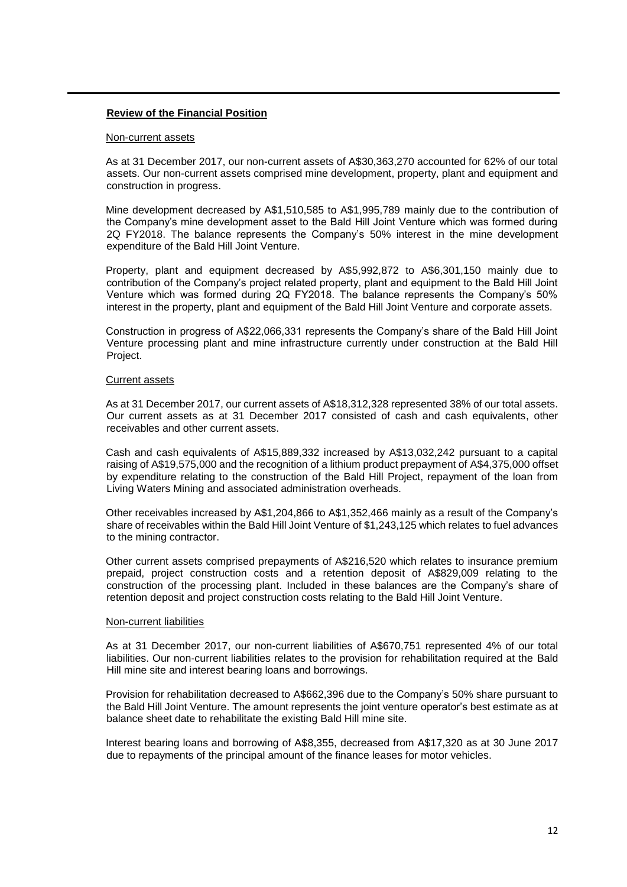**Review of the Financial Position**

Non-current assets

As at 31 December 2017, our non-current assets of A$30,363,270 accounted for 62% of our total assets. Our non-current assets comprised mine development, property, plant and equipment and construction in progress.

Mine development decreased by A$1,510,585 to A$1,995,789 mainly due to the contribution of the Company's mine development asset to the Bald Hill Joint Venture which was formed during 2Q FY2018. The balance represents the Company's 50% interest in the mine development expenditure of the Bald Hill Joint Venture.

Property, plant and equipment decreased by A$5,992,872 to A$6,301,150 mainly due to contribution of the Company's project related property, plant and equipment to the Bald Hill Joint Venture which was formed during 2Q FY2018. The balance represents the Company's 50% interest in the property, plant and equipment of the Bald Hill Joint Venture and corporate assets.

Construction in progress of A$22,066,331 represents the Company's share of the Bald Hill Joint Venture processing plant and mine infrastructure currently under construction at the Bald Hill Project.

Current assets

As at 31 December 2017, our current assets of A$18,312,328 represented 38% of our total assets. Our current assets as at 31 December 2017 consisted of cash and cash equivalents, other receivables and other current assets.

Cash and cash equivalents of A$15,889,332 increased by A$13,032,242 pursuant to a capital raising of A$19,575,000 and the recognition of a lithium product prepayment of A$4,375,000 offset by expenditure relating to the construction of the Bald Hill Project, repayment of the loan from Living Waters Mining and associated administration overheads.

Other receivables increased by A$1,204,866 to A$1,352,466 mainly as a result of the Company's share of receivables within the Bald Hill Joint Venture of $1,243,125 which relates to fuel advances to the mining contractor.

Other current assets comprised prepayments of A$216,520 which relates to insurance premium prepaid, project construction costs and a retention deposit of A$829,009 relating to the construction of the processing plant. Included in these balances are the Company's share of retention deposit and project construction costs relating to the Bald Hill Joint Venture.

Non-current liabilities

As at 31 December 2017, our non-current liabilities of A$670,751 represented 4% of our total liabilities. Our non-current liabilities relates to the provision for rehabilitation required at the Bald Hill mine site and interest bearing loans and borrowings.

Provision for rehabilitation decreased to A$662,396 due to the Company's 50% share pursuant to the Bald Hill Joint Venture. The amount represents the joint venture operator's best estimate as at balance sheet date to rehabilitate the existing Bald Hill mine site.

Interest bearing loans and borrowing of A$8,355, decreased from A$17,320 as at 30 June 2017 due to repayments of the principal amount of the finance leases for motor vehicles.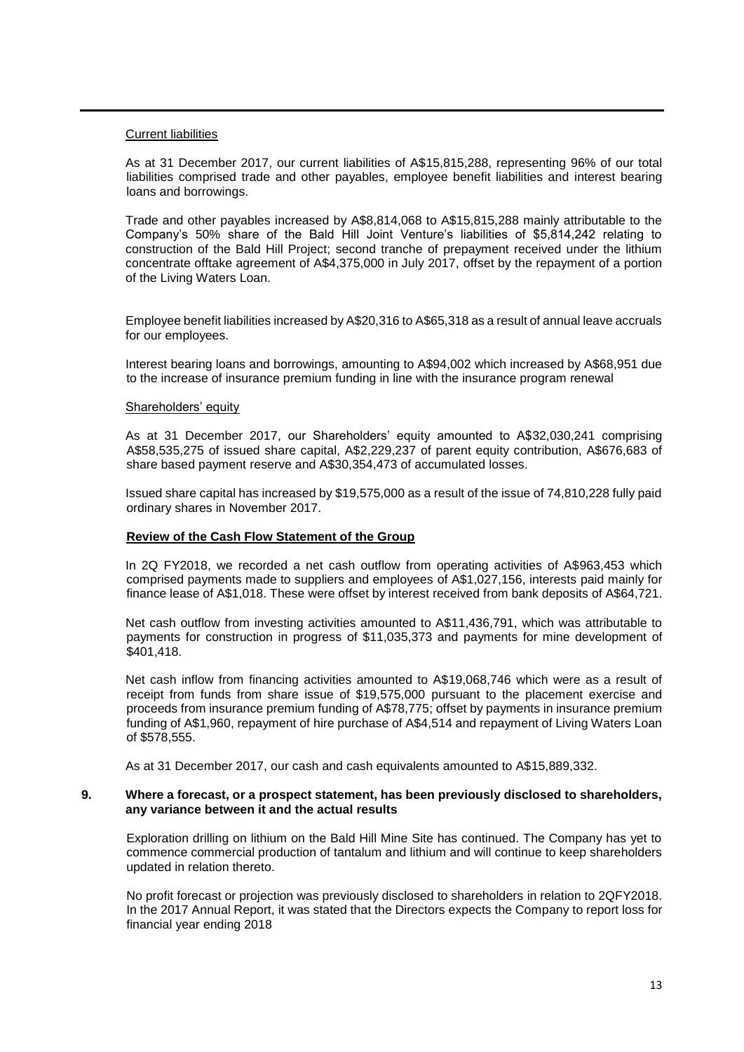Current liabilities

As at 31 December 2017, our current liabilities of A$15,815,288, representing 96% of our total liabilities comprised trade and other payables, employee benefit liabilities and interest bearing loans and borrowings.

Trade and other payables increased by A$8,814,068 to A$15,815,288 mainly attributable to the Company's 50% share of the Bald Hill Joint Venture's liabilities of $5,814,242 relating to construction of the Bald Hill Project; second tranche of prepayment received under the lithium concentrate offtake agreement of A$4,375,000 in July 2017, offset by the repayment of a portion of the Living Waters Loan.

Employee benefit liabilities increased by A$20,316 to A$65,318 as a result of annual leave accruals for our employees.

Interest bearing loans and borrowings, amounting to A$94,002 which increased by A$68,951 due to the increase of insurance premium funding in line with the insurance program renewal

Shareholders' equity

As at 31 December 2017, our Shareholders' equity amounted to A$32,030,241 comprising A$58,535,275 of issued share capital, A$2,229,237 of parent equity contribution, A$676,683 of share based payment reserve and A$30,354,473 of accumulated losses.

Issued share capital has increased by $19,575,000 as a result of the issue of 74,810,228 fully paid ordinary shares in November 2017.

**Review of the Cash Flow Statement of the Group**

In 2Q FY2018, we recorded a net cash outflow from operating activities of A$963,453 which comprised payments made to suppliers and employees of A$1,027,156, interests paid mainly for finance lease of A$1,018. These were offset by interest received from bank deposits of A$64,721.

Net cash outflow from investing activities amounted to A$11,436,791, which was attributable to payments for construction in progress of $11,035,373 and payments for mine development of $401,418.

Net cash inflow from financing activities amounted to A$19,068,746 which were as a result of receipt from funds from share issue of $19,575,000 pursuant to the placement exercise and proceeds from insurance premium funding of A$78,775; offset by payments in insurance premium funding of A$1,960, repayment of hire purchase of A$4,514 and repayment of Living Waters Loan of $578,555.

As at 31 December 2017, our cash and cash equivalents amounted to A$15,889,332.

**9. Where a forecast, or a prospect statement, has been previously disclosed to shareholders, any variance between it and the actual results**

Exploration drilling on lithium on the Bald Hill Mine Site has continued. The Company has yet to commence commercial production of tantalum and lithium and will continue to keep shareholders updated in relation thereto.

No profit forecast or projection was previously disclosed to shareholders in relation to 2QFY2018. In the 2017 Annual Report, it was stated that the Directors expects the Company to report loss for financial year ending 2018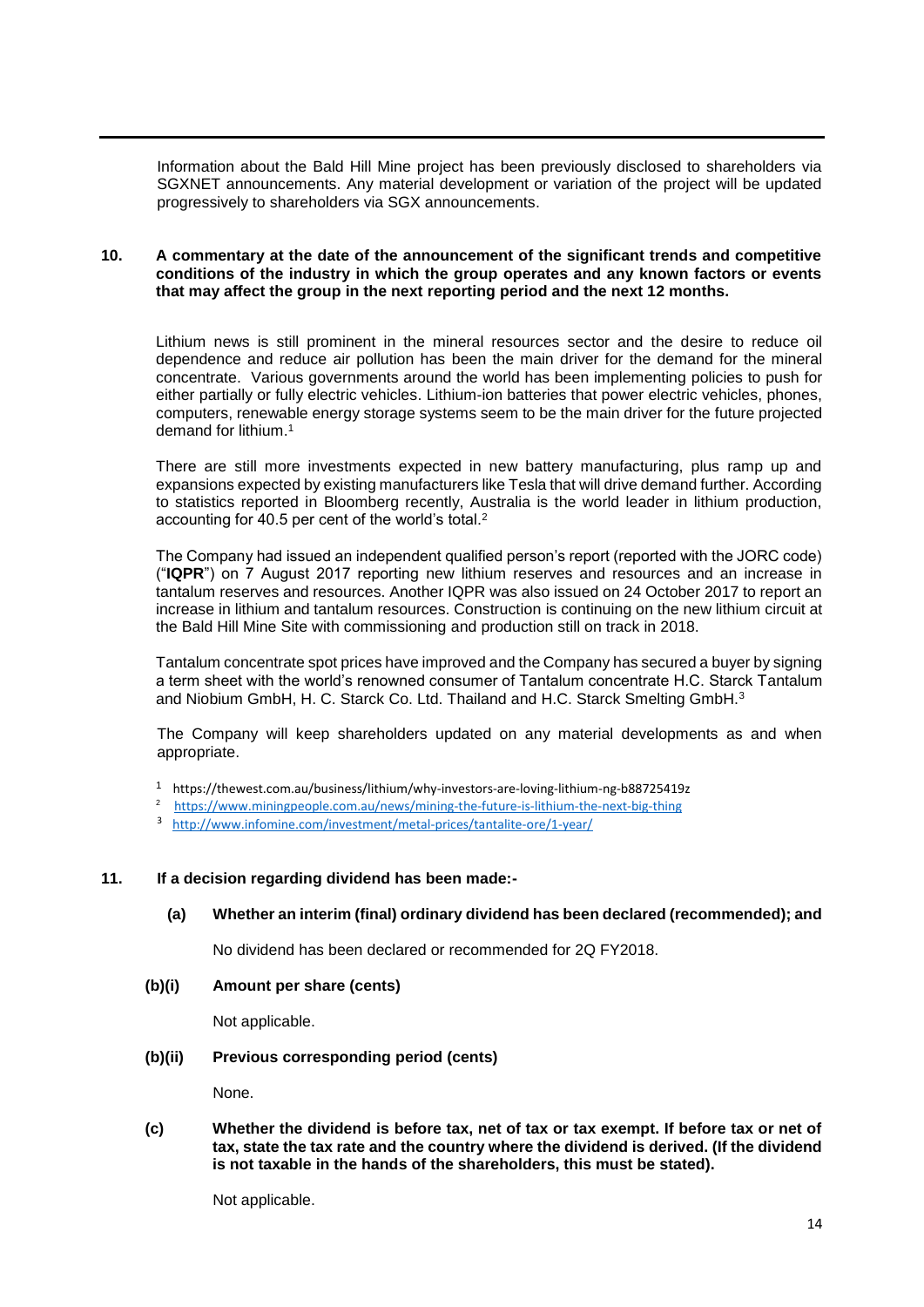Information about the Bald Hill Mine project has been previously disclosed to shareholders via SGXNET announcements. Any material development or variation of the project will be updated progressively to shareholders via SGX announcements.

**10. A commentary at the date of the announcement of the significant trends and competitive conditions of the industry in which the group operates and any known factors or events that may affect the group in the next reporting period and the next 12 months.**

Lithium news is still prominent in the mineral resources sector and the desire to reduce oil dependence and reduce air pollution has been the main driver for the demand for the mineral concentrate. Various governments around the world has been implementing policies to push for either partially or fully electric vehicles. Lithium-ion batteries that power electric vehicles, phones, computers, renewable energy storage systems seem to be the main driver for the future projected demand for lithium.[1]

There are still more investments expected in new battery manufacturing, plus ramp up and expansions expected by existing manufacturers like Tesla that will drive demand further. According to statistics reported in Bloomberg recently, Australia is the world leader in lithium production, accounting for 40.5 per cent of the world's total.[2]

The Company had issued an independent qualified person's report (reported with the JORC code) ("**IQPR**") on 7 August 2017 reporting new lithium reserves and resources and an increase in tantalum reserves and resources. Another IQPR was also issued on 24 October 2017 to report an increase in lithium and tantalum resources. Construction is continuing on the new lithium circuit at the Bald Hill Mine Site with commissioning and production still on track in 2018.

Tantalum concentrate spot prices have improved and the Company has secured a buyer by signing a term sheet with the world's renowned consumer of Tantalum concentrate H.C. Starck Tantalum and Niobium GmbH, H. C. Starck Co. Ltd. Thailand and H.C. Starck Smelting GmbH.[3]

The Company will keep shareholders updated on any material developments as and when appropriate.

[1] https://thewest.com.au/business/lithium/why-investors-are-loving-lithium-ng-b88725419z
[2] https://www.miningpeople.com.au/news/mining-the-future-is-lithium-the-next-big-thing
[3] http://www.infomine.com/investment/metal-prices/tantalite-ore/1-year/

**11. If a decision regarding dividend has been made:-**

**(a) Whether an interim (final) ordinary dividend has been declared (recommended); and**

No dividend has been declared or recommended for 2Q FY2018.

**(b)(i) Amount per share (cents)**

Not applicable.

**(b)(ii) Previous corresponding period (cents)**

None.

**(c) Whether the dividend is before tax, net of tax or tax exempt. If before tax or net of tax, state the tax rate and the country where the dividend is derived. (If the dividend is not taxable in the hands of the shareholders, this must be stated).**

Not applicable.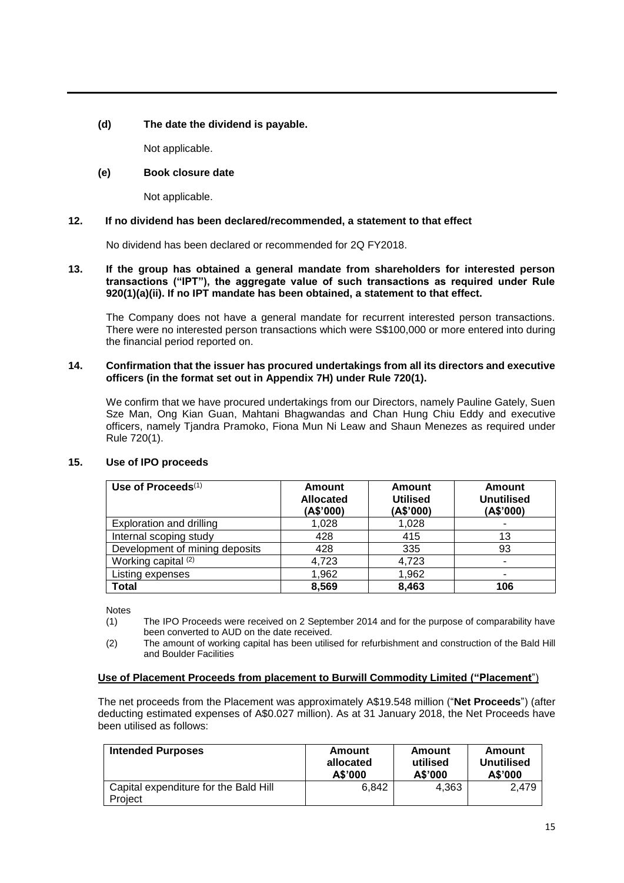**(d) The date the dividend is payable.**

Not applicable.

**(e) Book closure date**

Not applicable.

**12. If no dividend has been declared/recommended, a statement to that effect**

No dividend has been declared or recommended for 2Q FY2018.

**13. If the group has obtained a general mandate from shareholders for interested person transactions ("IPT"), the aggregate value of such transactions as required under Rule 920(1)(a)(ii). If no IPT mandate has been obtained, a statement to that effect.**

The Company does not have a general mandate for recurrent interested person transactions. There were no interested person transactions which were S$100,000 or more entered into during the financial period reported on.

**14. Confirmation that the issuer has procured undertakings from all its directors and executive officers (in the format set out in Appendix 7H) under Rule 720(1).**

We confirm that we have procured undertakings from our Directors, namely Pauline Gately, Suen Sze Man, Ong Kian Guan, Mahtani Bhagwandas and Chan Hung Chiu Eddy and executive officers, namely Tjandra Pramoko, Fiona Mun Ni Leaw and Shaun Menezes as required under Rule 720(1).

**15. Use of IPO proceeds**

| Use of Proceeds(1) | Amount Allocated (A$'000) | Amount Utilised (A$'000) | Amount Unutilised (A$'000) |
|---|---|---|---|
| Exploration and drilling | 1,028 | 1,028 | - |
| Internal scoping study | 428 | 415 | 13 |
| Development of mining deposits | 428 | 335 | 93 |
| Working capital (2) | 4,723 | 4,723 | - |
| Listing expenses | 1,962 | 1,962 | - |
| **Total** | **8,569** | **8,463** | **106** |

Notes

(1) The IPO Proceeds were received on 2 September 2014 and for the purpose of comparability have been converted to AUD on the date received.

(2) The amount of working capital has been utilised for refurbishment and construction of the Bald Hill and Boulder Facilities

**Use of Placement Proceeds from placement to Burwill Commodity Limited ("Placement")**

The net proceeds from the Placement was approximately A$19.548 million ("**Net Proceeds**") (after deducting estimated expenses of A$0.027 million). As at 31 January 2018, the Net Proceeds have been utilised as follows:

| Intended Purposes | Amount allocated A$'000 | Amount utilised A$'000 | Amount Unutilised A$'000 |
|---|---|---|---|
| Capital expenditure for the Bald Hill Project | 6,842 | 4,363 | 2,479 |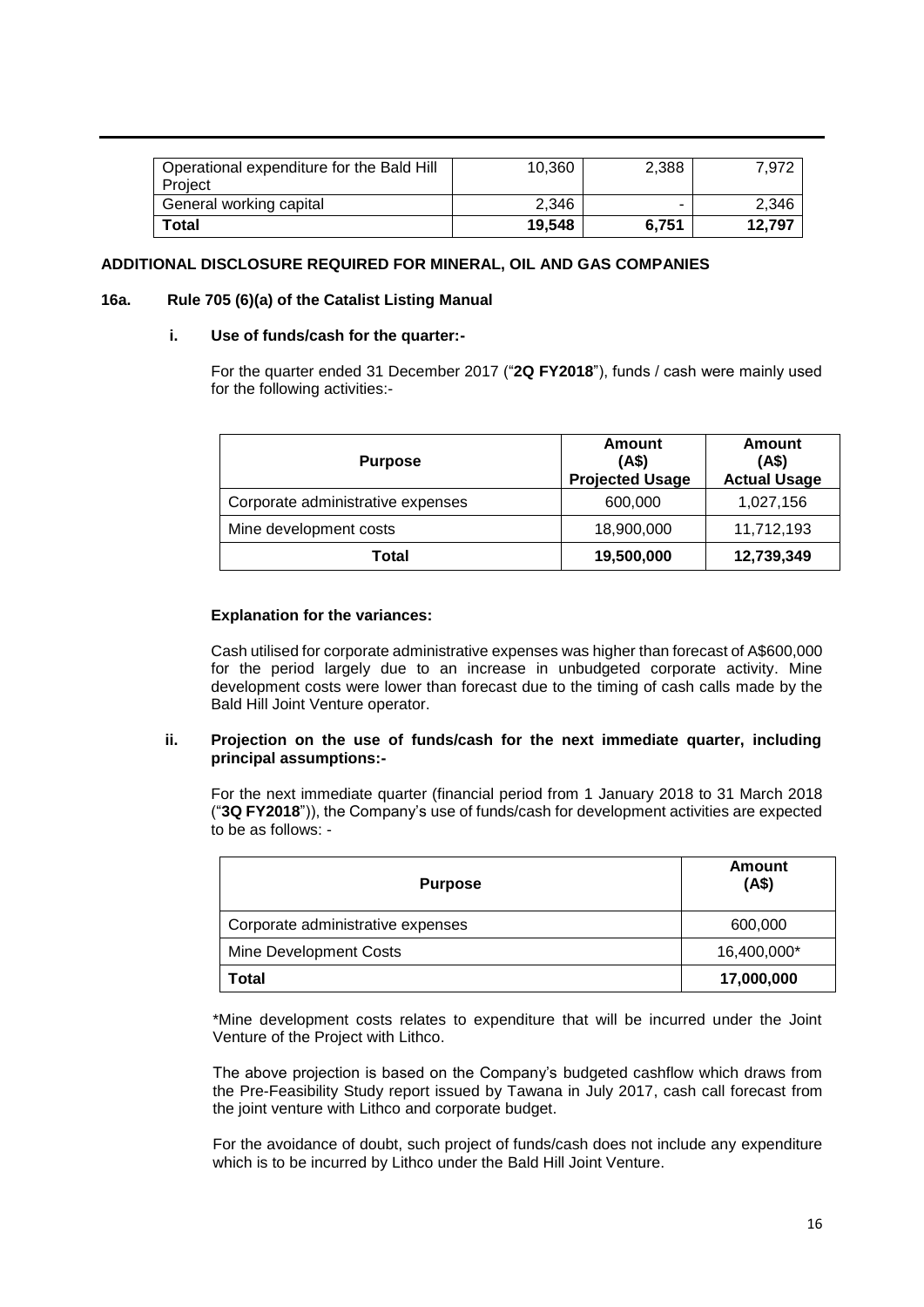| Operational expenditure for the Bald Hill Project | 10,360 | 2,388 | 7,972 |
|---|---|---|---|
| General working capital | 2,346 | - | 2,346 |
| **Total** | **19,548** | **6,751** | **12,797** |

**ADDITIONAL DISCLOSURE REQUIRED FOR MINERAL, OIL AND GAS COMPANIES**

**16a. Rule 705 (6)(a) of the Catalist Listing Manual**

**i. Use of funds/cash for the quarter:-**

For the quarter ended 31 December 2017 ("**2Q FY2018**"), funds / cash were mainly used for the following activities:-

| Purpose | Amount (A$) Projected Usage | Amount (A$) Actual Usage |
|---|---|---|
| Corporate administrative expenses | 600,000 | 1,027,156 |
| Mine development costs | 18,900,000 | 11,712,193 |
| **Total** | **19,500,000** | **12,739,349** |

**Explanation for the variances:**

Cash utilised for corporate administrative expenses was higher than forecast of A$600,000 for the period largely due to an increase in unbudgeted corporate activity. Mine development costs were lower than forecast due to the timing of cash calls made by the Bald Hill Joint Venture operator.

**ii. Projection on the use of funds/cash for the next immediate quarter, including principal assumptions:-**

For the next immediate quarter (financial period from 1 January 2018 to 31 March 2018 ("**3Q FY2018**")), the Company's use of funds/cash for development activities are expected to be as follows: -

| Purpose | Amount (A$) |
|---|---|
| Corporate administrative expenses | 600,000 |
| Mine Development Costs | 16,400,000* |
| **Total** | **17,000,000** |

*Mine development costs relates to expenditure that will be incurred under the Joint Venture of the Project with Lithco.

The above projection is based on the Company's budgeted cashflow which draws from the Pre-Feasibility Study report issued by Tawana in July 2017, cash call forecast from the joint venture with Lithco and corporate budget.

For the avoidance of doubt, such project of funds/cash does not include any expenditure which is to be incurred by Lithco under the Bald Hill Joint Venture.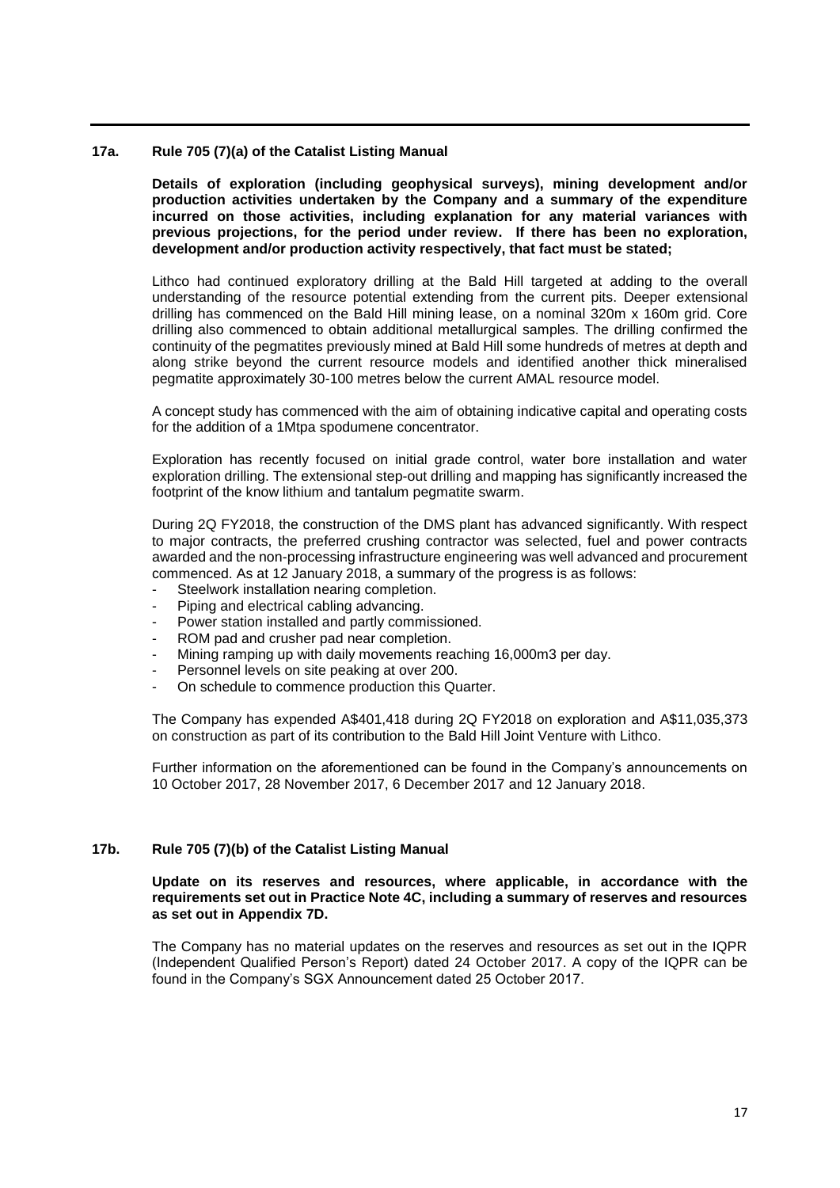## 17a. Rule 705 (7)(a) of the Catalist Listing Manual

**Details of exploration (including geophysical surveys), mining development and/or production activities undertaken by the Company and a summary of the expenditure incurred on those activities, including explanation for any material variances with previous projections, for the period under review. If there has been no exploration, development and/or production activity respectively, that fact must be stated;**

Lithco had continued exploratory drilling at the Bald Hill targeted at adding to the overall understanding of the resource potential extending from the current pits. Deeper extensional drilling has commenced on the Bald Hill mining lease, on a nominal 320m x 160m grid. Core drilling also commenced to obtain additional metallurgical samples. The drilling confirmed the continuity of the pegmatites previously mined at Bald Hill some hundreds of metres at depth and along strike beyond the current resource models and identified another thick mineralised pegmatite approximately 30-100 metres below the current AMAL resource model.

A concept study has commenced with the aim of obtaining indicative capital and operating costs for the addition of a 1Mtpa spodumene concentrator.

Exploration has recently focused on initial grade control, water bore installation and water exploration drilling. The extensional step-out drilling and mapping has significantly increased the footprint of the know lithium and tantalum pegmatite swarm.

During 2Q FY2018, the construction of the DMS plant has advanced significantly. With respect to major contracts, the preferred crushing contractor was selected, fuel and power contracts awarded and the non-processing infrastructure engineering was well advanced and procurement commenced. As at 12 January 2018, a summary of the progress is as follows:

- Steelwork installation nearing completion.
- Piping and electrical cabling advancing.
- Power station installed and partly commissioned.
- ROM pad and crusher pad near completion.
- Mining ramping up with daily movements reaching 16,000m3 per day.
- Personnel levels on site peaking at over 200.
- On schedule to commence production this Quarter.

The Company has expended A$401,418 during 2Q FY2018 on exploration and A$11,035,373 on construction as part of its contribution to the Bald Hill Joint Venture with Lithco.

Further information on the aforementioned can be found in the Company's announcements on 10 October 2017, 28 November 2017, 6 December 2017 and 12 January 2018.

## 17b. Rule 705 (7)(b) of the Catalist Listing Manual

**Update on its reserves and resources, where applicable, in accordance with the requirements set out in Practice Note 4C, including a summary of reserves and resources as set out in Appendix 7D.**

The Company has no material updates on the reserves and resources as set out in the IQPR (Independent Qualified Person's Report) dated 24 October 2017. A copy of the IQPR can be found in the Company's SGX Announcement dated 25 October 2017.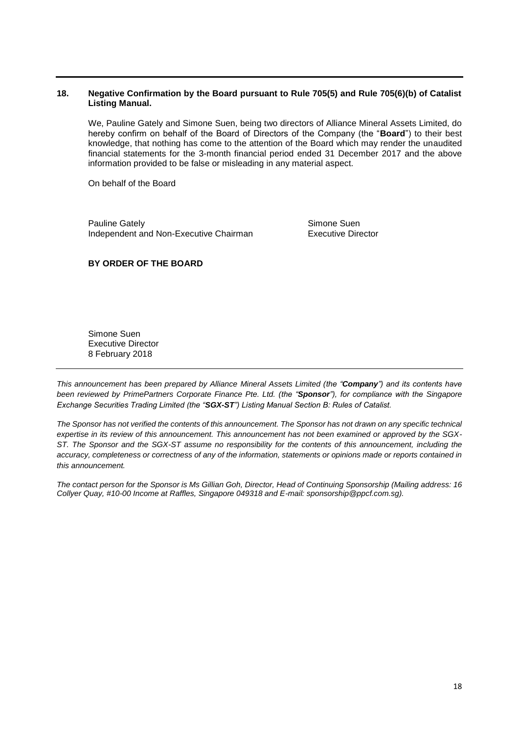## 18. Negative Confirmation by the Board pursuant to Rule 705(5) and Rule 705(6)(b) of Catalist Listing Manual.

We, Pauline Gately and Simone Suen, being two directors of Alliance Mineral Assets Limited, do hereby confirm on behalf of the Board of Directors of the Company (the "**Board**") to their best knowledge, that nothing has come to the attention of the Board which may render the unaudited financial statements for the 3-month financial period ended 31 December 2017 and the above information provided to be false or misleading in any material aspect.

On behalf of the Board

| | |
|---|---|
| Pauline Gately | Simone Suen |
| Independent and Non-Executive Chairman | Executive Director |

**BY ORDER OF THE BOARD**

Simone Suen
Executive Director
8 February 2018

---

*This announcement has been prepared by Alliance Mineral Assets Limited (the "**Company**") and its contents have been reviewed by PrimePartners Corporate Finance Pte. Ltd. (the "**Sponsor**"), for compliance with the Singapore Exchange Securities Trading Limited (the "**SGX-ST**") Listing Manual Section B: Rules of Catalist.*

*The Sponsor has not verified the contents of this announcement. The Sponsor has not drawn on any specific technical expertise in its review of this announcement. This announcement has not been examined or approved by the SGX-ST. The Sponsor and the SGX-ST assume no responsibility for the contents of this announcement, including the accuracy, completeness or correctness of any of the information, statements or opinions made or reports contained in this announcement.*

*The contact person for the Sponsor is Ms Gillian Goh, Director, Head of Continuing Sponsorship (Mailing address: 16 Collyer Quay, #10-00 Income at Raffles, Singapore 049318 and E-mail: sponsorship@ppcf.com.sg).*